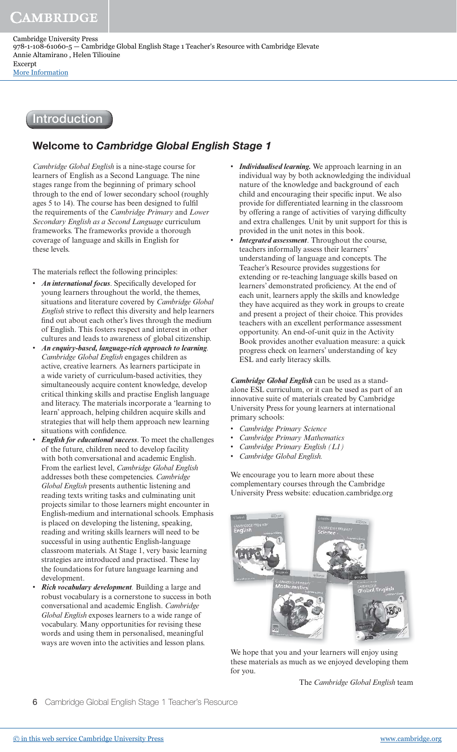# Introduction

## Welcome to *Cambridge Global English Stage 1*

*Cambridge Global English* is a nine-stage course for learners of English as a Second Language. The nine stages range from the beginning of primary school through to the end of lower secondary school (roughly ages 5 to 14). The course has been designed to fulfil the requirements of the *Cambridge Primary* and *Lower Secondary English as a Second Language* curriculum frameworks. The frameworks provide a thorough coverage of language and skills in English for these levels.

The materials reflect the following principles:

- ***An international focus***. Specifically developed for young learners throughout the world, the themes, situations and literature covered by *Cambridge Global English* strive to reflect this diversity and help learners find out about each other's lives through the medium of English. This fosters respect and interest in other cultures and leads to awareness of global citizenship.
- ***An enquiry-based, language-rich approach to learning***. *Cambridge Global English* engages children as active, creative learners. As learners participate in a wide variety of curriculum-based activities, they simultaneously acquire content knowledge, develop critical thinking skills and practise English language and literacy. The materials incorporate a 'learning to learn' approach, helping children acquire skills and strategies that will help them approach new learning situations with confidence.
- ***English for educational success***. To meet the challenges of the future, children need to develop facility with both conversational and academic English. From the earliest level, *Cambridge Global English* addresses both these competencies. *Cambridge Global English* presents authentic listening and reading texts writing tasks and culminating unit projects similar to those learners might encounter in English-medium and international schools. Emphasis is placed on developing the listening, speaking, reading and writing skills learners will need to be successful in using authentic English-language classroom materials. At Stage 1, very basic learning strategies are introduced and practised. These lay the foundations for future language learning and development.
- ***Rich vocabulary development***. Building a large and robust vocabulary is a cornerstone to success in both conversational and academic English. *Cambridge Global English* exposes learners to a wide range of vocabulary. Many opportunities for revising these words and using them in personalised, meaningful ways are woven into the activities and lesson plans.
- ***Individualised learning.*** We approach learning in an individual way by both acknowledging the individual nature of the knowledge and background of each child and encouraging their specific input. We also provide for differentiated learning in the classroom by offering a range of activities of varying difficulty and extra challenges. Unit by unit support for this is provided in the unit notes in this book.
- ***Integrated assessment***. Throughout the course, teachers informally assess their learners' understanding of language and concepts. The Teacher's Resource provides suggestions for extending or re-teaching language skills based on learners' demonstrated proficiency. At the end of each unit, learners apply the skills and knowledge they have acquired as they work in groups to create and present a project of their choice. This provides teachers with an excellent performance assessment opportunity. An end-of-unit quiz in the Activity Book provides another evaluation measure: a quick progress check on learners' understanding of key ESL and early literacy skills.

***Cambridge Global English*** can be used as a stand-alone ESL curriculum, or it can be used as part of an innovative suite of materials created by Cambridge University Press for young learners at international primary schools:

- *Cambridge Primary Science*
- *Cambridge Primary Mathematics*
- *Cambridge Primary English (L1)*
- *Cambridge Global English.*

We encourage you to learn more about these complementary courses through the Cambridge University Press website: education.cambridge.org

We hope that you and your learners will enjoy using these materials as much as we enjoyed developing them for you.

The *Cambridge Global English* team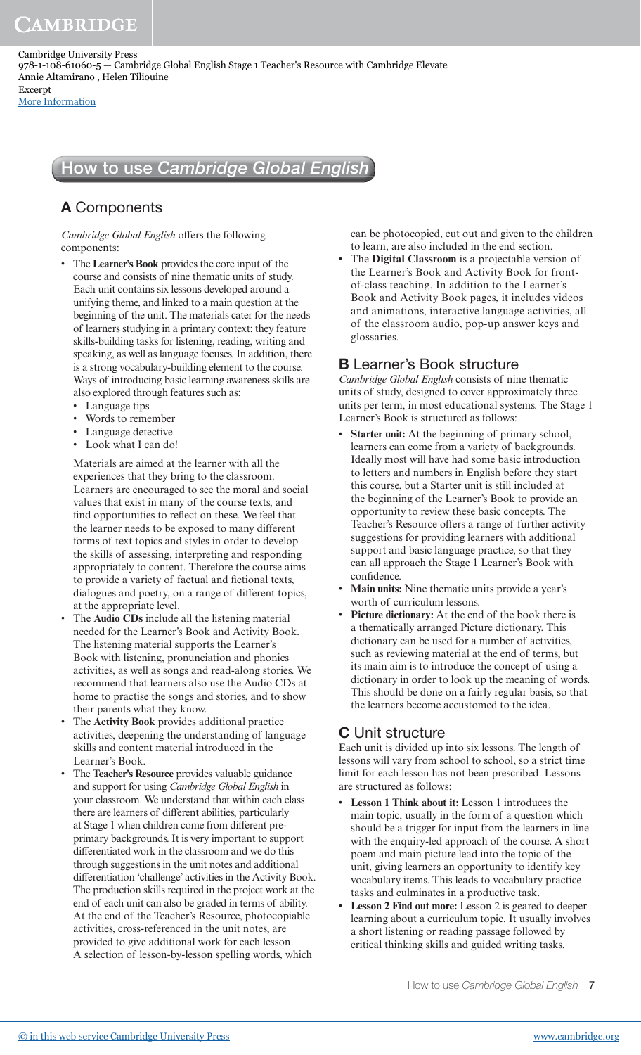# How to use *Cambridge Global English*

## A Components

*Cambridge Global English* offers the following components:

- The **Learner's Book** provides the core input of the course and consists of nine thematic units of study. Each unit contains six lessons developed around a unifying theme, and linked to a main question at the beginning of the unit. The materials cater for the needs of learners studying in a primary context: they feature skills-building tasks for listening, reading, writing and speaking, as well as language focuses. In addition, there is a strong vocabulary-building element to the course. Ways of introducing basic learning awareness skills are also explored through features such as:
  - Language tips
  - Words to remember
  - Language detective
  - Look what I can do!

  Materials are aimed at the learner with all the experiences that they bring to the classroom. Learners are encouraged to see the moral and social values that exist in many of the course texts, and find opportunities to reflect on these. We feel that the learner needs to be exposed to many different forms of text topics and styles in order to develop the skills of assessing, interpreting and responding appropriately to content. Therefore the course aims to provide a variety of factual and fictional texts, dialogues and poetry, on a range of different topics, at the appropriate level.
- The **Audio CDs** include all the listening material needed for the Learner's Book and Activity Book. The listening material supports the Learner's Book with listening, pronunciation and phonics activities, as well as songs and read-along stories. We recommend that learners also use the Audio CDs at home to practise the songs and stories, and to show their parents what they know.
- The **Activity Book** provides additional practice activities, deepening the understanding of language skills and content material introduced in the Learner's Book.
- The **Teacher's Resource** provides valuable guidance and support for using *Cambridge Global English* in your classroom. We understand that within each class there are learners of different abilities, particularly at Stage 1 when children come from different pre-primary backgrounds. It is very important to support differentiated work in the classroom and we do this through suggestions in the unit notes and additional differentiation 'challenge' activities in the Activity Book. The production skills required in the project work at the end of each unit can also be graded in terms of ability. At the end of the Teacher's Resource, photocopiable activities, cross-referenced in the unit notes, are provided to give additional work for each lesson. A selection of lesson-by-lesson spelling words, which can be photocopied, cut out and given to the children to learn, are also included in the end section.
- The **Digital Classroom** is a projectable version of the Learner's Book and Activity Book for front-of-class teaching. In addition to the Learner's Book and Activity Book pages, it includes videos and animations, interactive language activities, all of the classroom audio, pop-up answer keys and glossaries.

## B Learner's Book structure

*Cambridge Global English* consists of nine thematic units of study, designed to cover approximately three units per term, in most educational systems. The Stage 1 Learner's Book is structured as follows:

- **Starter unit:** At the beginning of primary school, learners can come from a variety of backgrounds. Ideally most will have had some basic introduction to letters and numbers in English before they start this course, but a Starter unit is still included at the beginning of the Learner's Book to provide an opportunity to review these basic concepts. The Teacher's Resource offers a range of further activity suggestions for providing learners with additional support and basic language practice, so that they can all approach the Stage 1 Learner's Book with confidence.
- **Main units:** Nine thematic units provide a year's worth of curriculum lessons.
- **Picture dictionary:** At the end of the book there is a thematically arranged Picture dictionary. This dictionary can be used for a number of activities, such as reviewing material at the end of terms, but its main aim is to introduce the concept of using a dictionary in order to look up the meaning of words. This should be done on a fairly regular basis, so that the learners become accustomed to the idea.

## C Unit structure

Each unit is divided up into six lessons. The length of lessons will vary from school to school, so a strict time limit for each lesson has not been prescribed. Lessons are structured as follows:

- **Lesson 1 Think about it:** Lesson 1 introduces the main topic, usually in the form of a question which should be a trigger for input from the learners in line with the enquiry-led approach of the course. A short poem and main picture lead into the topic of the unit, giving learners an opportunity to identify key vocabulary items. This leads to vocabulary practice tasks and culminates in a productive task.
- **Lesson 2 Find out more:** Lesson 2 is geared to deeper learning about a curriculum topic. It usually involves a short listening or reading passage followed by critical thinking skills and guided writing tasks.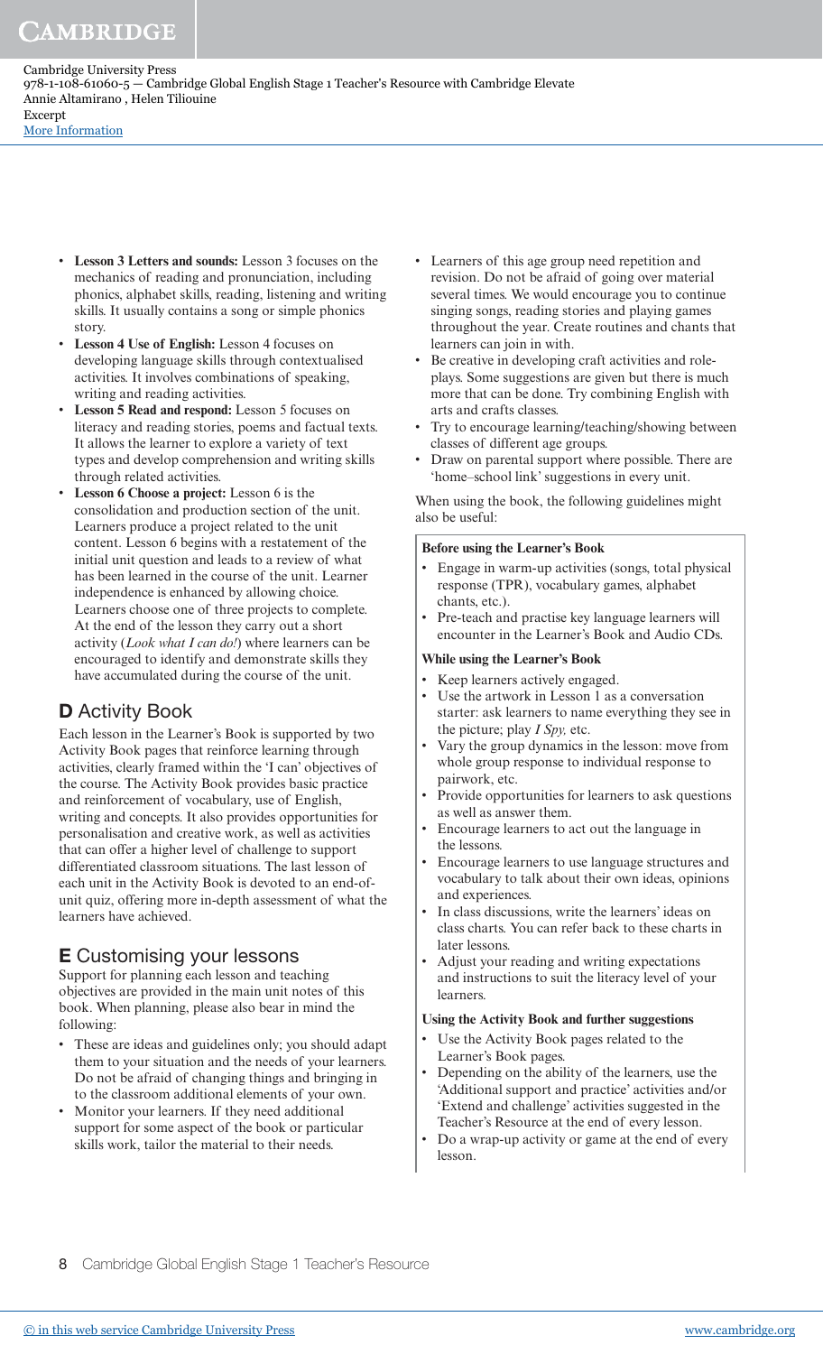- **Lesson 3 Letters and sounds:** Lesson 3 focuses on the mechanics of reading and pronunciation, including phonics, alphabet skills, reading, listening and writing skills. It usually contains a song or simple phonics story.
- **Lesson 4 Use of English:** Lesson 4 focuses on developing language skills through contextualised activities. It involves combinations of speaking, writing and reading activities.
- **Lesson 5 Read and respond:** Lesson 5 focuses on literacy and reading stories, poems and factual texts. It allows the learner to explore a variety of text types and develop comprehension and writing skills through related activities.
- **Lesson 6 Choose a project:** Lesson 6 is the consolidation and production section of the unit. Learners produce a project related to the unit content. Lesson 6 begins with a restatement of the initial unit question and leads to a review of what has been learned in the course of the unit. Learner independence is enhanced by allowing choice. Learners choose one of three projects to complete. At the end of the lesson they carry out a short activity (*Look what I can do!*) where learners can be encouraged to identify and demonstrate skills they have accumulated during the course of the unit.

## D Activity Book

Each lesson in the Learner's Book is supported by two Activity Book pages that reinforce learning through activities, clearly framed within the 'I can' objectives of the course. The Activity Book provides basic practice and reinforcement of vocabulary, use of English, writing and concepts. It also provides opportunities for personalisation and creative work, as well as activities that can offer a higher level of challenge to support differentiated classroom situations. The last lesson of each unit in the Activity Book is devoted to an end-of-unit quiz, offering more in-depth assessment of what the learners have achieved.

## E Customising your lessons

Support for planning each lesson and teaching objectives are provided in the main unit notes of this book. When planning, please also bear in mind the following:

- These are ideas and guidelines only; you should adapt them to your situation and the needs of your learners. Do not be afraid of changing things and bringing in to the classroom additional elements of your own.
- Monitor your learners. If they need additional support for some aspect of the book or particular skills work, tailor the material to their needs.
- Learners of this age group need repetition and revision. Do not be afraid of going over material several times. We would encourage you to continue singing songs, reading stories and playing games throughout the year. Create routines and chants that learners can join in with.
- Be creative in developing craft activities and role-plays. Some suggestions are given but there is much more that can be done. Try combining English with arts and crafts classes.
- Try to encourage learning/teaching/showing between classes of different age groups.
- Draw on parental support where possible. There are 'home–school link' suggestions in every unit.

When using the book, the following guidelines might also be useful:

**Before using the Learner's Book**

- Engage in warm-up activities (songs, total physical response (TPR), vocabulary games, alphabet chants, etc.).
- Pre-teach and practise key language learners will encounter in the Learner's Book and Audio CDs.

**While using the Learner's Book**

- Keep learners actively engaged.
- Use the artwork in Lesson 1 as a conversation starter: ask learners to name everything they see in the picture; play *I Spy*, etc.
- Vary the group dynamics in the lesson: move from whole group response to individual response to pairwork, etc.
- Provide opportunities for learners to ask questions as well as answer them.
- Encourage learners to act out the language in the lessons.
- Encourage learners to use language structures and vocabulary to talk about their own ideas, opinions and experiences.
- In class discussions, write the learners' ideas on class charts. You can refer back to these charts in later lessons.
- Adjust your reading and writing expectations and instructions to suit the literacy level of your learners.

**Using the Activity Book and further suggestions**

- Use the Activity Book pages related to the Learner's Book pages.
- Depending on the ability of the learners, use the 'Additional support and practice' activities and/or 'Extend and challenge' activities suggested in the Teacher's Resource at the end of every lesson.
- Do a wrap-up activity or game at the end of every lesson.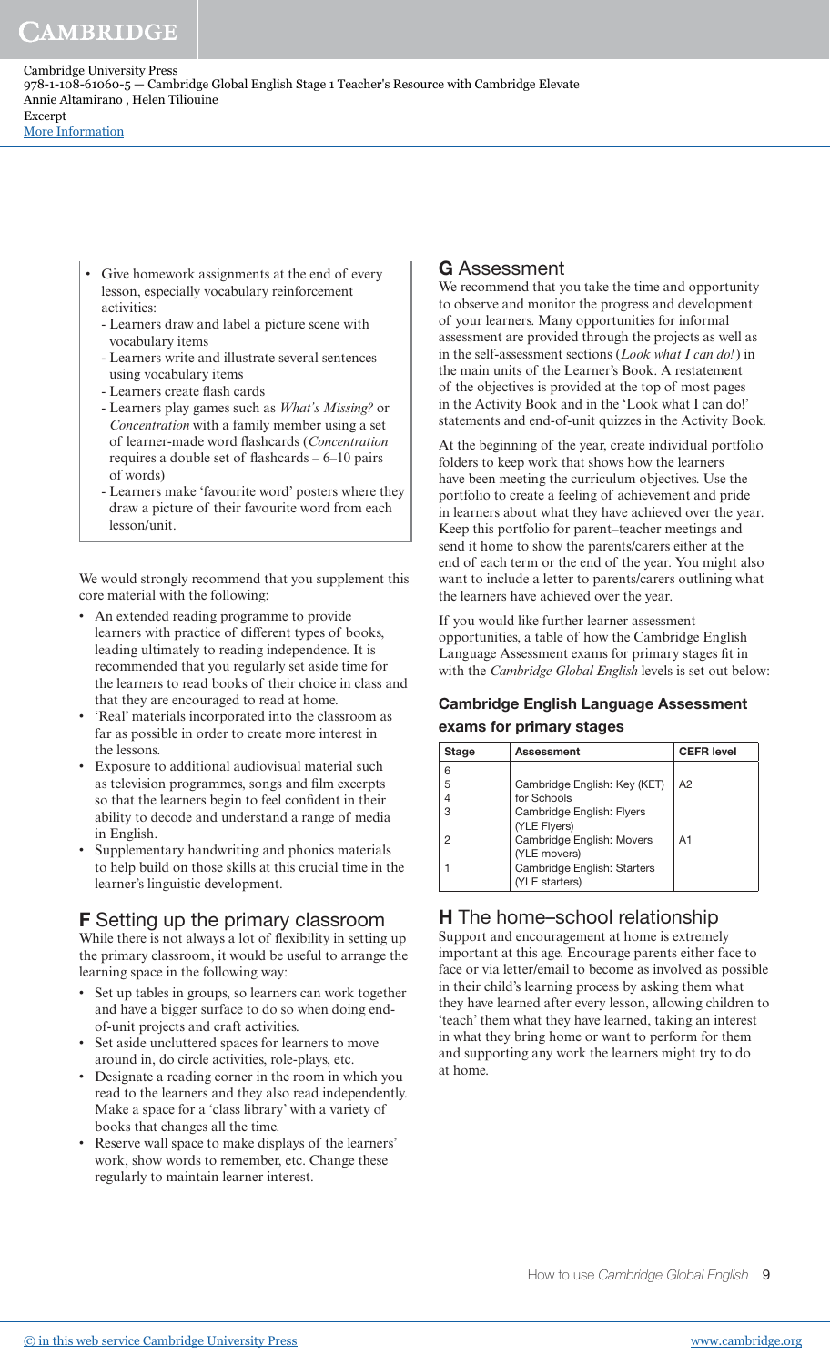- Give homework assignments at the end of every lesson, especially vocabulary reinforcement activities:
  - Learners draw and label a picture scene with vocabulary items
  - Learners write and illustrate several sentences using vocabulary items
  - Learners create flash cards
  - Learners play games such as *What's Missing?* or *Concentration* with a family member using a set of learner-made word flashcards (*Concentration* requires a double set of flashcards – 6–10 pairs of words)
  - Learners make 'favourite word' posters where they draw a picture of their favourite word from each lesson/unit.

We would strongly recommend that you supplement this core material with the following:

- An extended reading programme to provide learners with practice of different types of books, leading ultimately to reading independence. It is recommended that you regularly set aside time for the learners to read books of their choice in class and that they are encouraged to read at home.
- 'Real' materials incorporated into the classroom as far as possible in order to create more interest in the lessons.
- Exposure to additional audiovisual material such as television programmes, songs and film excerpts so that the learners begin to feel confident in their ability to decode and understand a range of media in English.
- Supplementary handwriting and phonics materials to help build on those skills at this crucial time in the learner's linguistic development.

## F Setting up the primary classroom

While there is not always a lot of flexibility in setting up the primary classroom, it would be useful to arrange the learning space in the following way:

- Set up tables in groups, so learners can work together and have a bigger surface to do so when doing end-of-unit projects and craft activities.
- Set aside uncluttered spaces for learners to move around in, do circle activities, role-plays, etc.
- Designate a reading corner in the room in which you read to the learners and they also read independently. Make a space for a 'class library' with a variety of books that changes all the time.
- Reserve wall space to make displays of the learners' work, show words to remember, etc. Change these regularly to maintain learner interest.

## G Assessment

We recommend that you take the time and opportunity to observe and monitor the progress and development of your learners. Many opportunities for informal assessment are provided through the projects as well as in the self-assessment sections (*Look what I can do!*) in the main units of the Learner's Book. A restatement of the objectives is provided at the top of most pages in the Activity Book and in the 'Look what I can do!' statements and end-of-unit quizzes in the Activity Book.

At the beginning of the year, create individual portfolio folders to keep work that shows how the learners have been meeting the curriculum objectives. Use the portfolio to create a feeling of achievement and pride in learners about what they have achieved over the year. Keep this portfolio for parent–teacher meetings and send it home to show the parents/carers either at the end of each term or the end of the year. You might also want to include a letter to parents/carers outlining what the learners have achieved over the year.

If you would like further learner assessment opportunities, a table of how the Cambridge English Language Assessment exams for primary stages fit in with the *Cambridge Global English* levels is set out below:

### Cambridge English Language Assessment exams for primary stages

| Stage | Assessment | CEFR level |
|---|---|---|
| 6 | | |
| 5 | Cambridge English: Key (KET) | A2 |
| 4 | for Schools | |
| 3 | Cambridge English: Flyers (YLE Flyers) | |
| 2 | Cambridge English: Movers (YLE movers) | A1 |
| 1 | Cambridge English: Starters (YLE starters) | |

## H The home–school relationship

Support and encouragement at home is extremely important at this age. Encourage parents either face to face or via letter/email to become as involved as possible in their child's learning process by asking them what they have learned after every lesson, allowing children to 'teach' them what they have learned, taking an interest in what they bring home or want to perform for them and supporting any work the learners might try to do at home.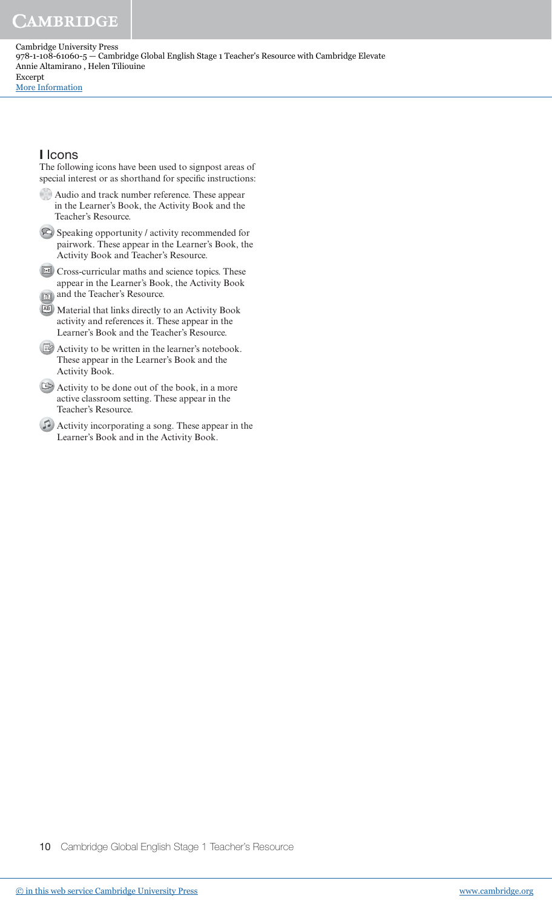## Icons

The following icons have been used to signpost areas of special interest or as shorthand for specific instructions:

- Audio and track number reference. These appear in the Learner's Book, the Activity Book and the Teacher's Resource.
- Speaking opportunity / activity recommended for pairwork. These appear in the Learner's Book, the Activity Book and Teacher's Resource.
- Cross-curricular maths and science topics. These appear in the Learner's Book, the Activity Book and the Teacher's Resource.
- Material that links directly to an Activity Book activity and references it. These appear in the Learner's Book and the Teacher's Resource.
- Activity to be written in the learner's notebook. These appear in the Learner's Book and the Activity Book.
- Activity to be done out of the book, in a more active classroom setting. These appear in the Teacher's Resource.
- Activity incorporating a song. These appear in the Learner's Book and in the Activity Book.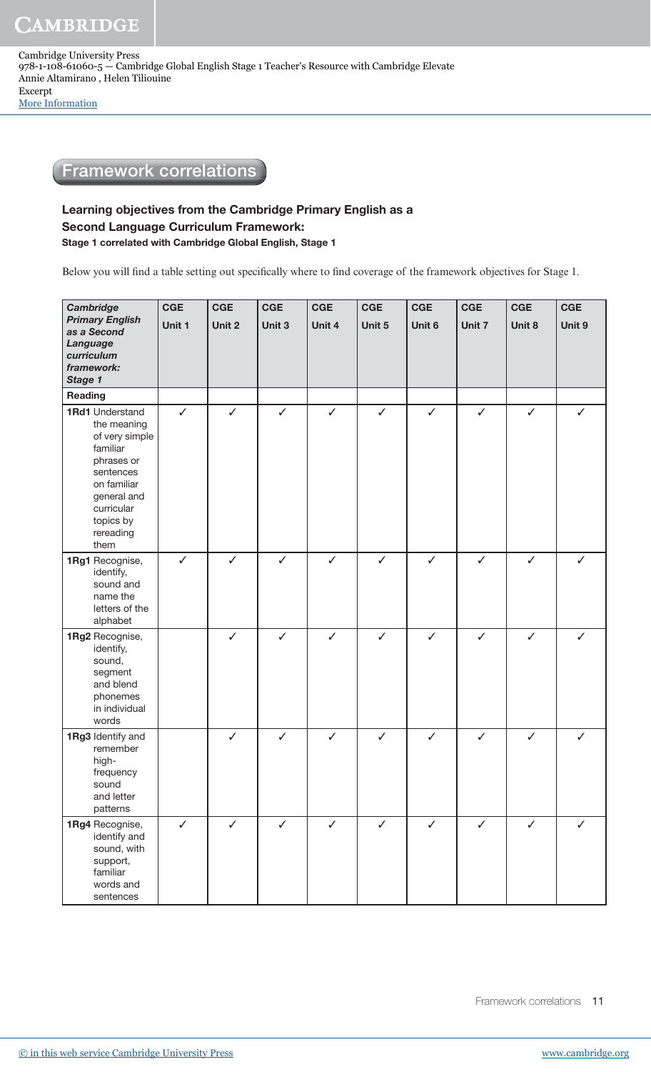## Framework correlations

**Learning objectives from the Cambridge Primary English as a Second Language Curriculum Framework:**

**Stage 1 correlated with Cambridge Global English, Stage 1**

Below you will find a table setting out specifically where to find coverage of the framework objectives for Stage 1.

| ***Cambridge Primary English as a Second Language curriculum framework: Stage 1*** | **CGE Unit 1** | **CGE Unit 2** | **CGE Unit 3** | **CGE Unit 4** | **CGE Unit 5** | **CGE Unit 6** | **CGE Unit 7** | **CGE Unit 8** | **CGE Unit 9** |
|---|---|---|---|---|---|---|---|---|---|
| **Reading** | | | | | | | | | |
| **1Rd1** Understand the meaning of very simple familiar phrases or sentences on familiar general and curricular topics by rereading them | ✓ | ✓ | ✓ | ✓ | ✓ | ✓ | ✓ | ✓ | ✓ |
| **1Rg1** Recognise, identify, sound and name the letters of the alphabet | ✓ | ✓ | ✓ | ✓ | ✓ | ✓ | ✓ | ✓ | ✓ |
| **1Rg2** Recognise, identify, sound, segment and blend phonemes in individual words | | ✓ | ✓ | ✓ | ✓ | ✓ | ✓ | ✓ | ✓ |
| **1Rg3** Identify and remember high-frequency sound and letter patterns | | ✓ | ✓ | ✓ | ✓ | ✓ | ✓ | ✓ | ✓ |
| **1Rg4** Recognise, identify and sound, with support, familiar words and sentences | ✓ | ✓ | ✓ | ✓ | ✓ | ✓ | ✓ | ✓ | ✓ |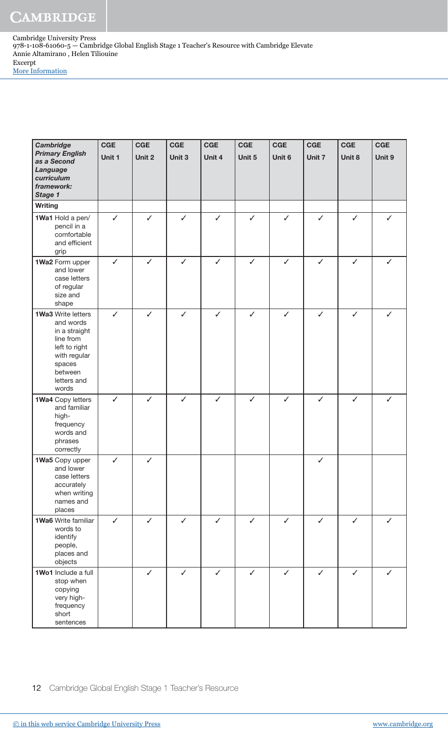| *Cambridge Primary English as a Second Language curriculum framework: Stage 1* | CGE Unit 1 | CGE Unit 2 | CGE Unit 3 | CGE Unit 4 | CGE Unit 5 | CGE Unit 6 | CGE Unit 7 | CGE Unit 8 | CGE Unit 9 |
|---|---|---|---|---|---|---|---|---|---|
| **Writing** | | | | | | | | | |
| **1Wa1** Hold a pen/pencil in a comfortable and efficient grip | ✓ | ✓ | ✓ | ✓ | ✓ | ✓ | ✓ | ✓ | ✓ |
| **1Wa2** Form upper and lower case letters of regular size and shape | ✓ | ✓ | ✓ | ✓ | ✓ | ✓ | ✓ | ✓ | ✓ |
| **1Wa3** Write letters and words in a straight line from left to right with regular spaces between letters and words | ✓ | ✓ | ✓ | ✓ | ✓ | ✓ | ✓ | ✓ | ✓ |
| **1Wa4** Copy letters and familiar high-frequency words and phrases correctly | ✓ | ✓ | ✓ | ✓ | ✓ | ✓ | ✓ | ✓ | ✓ |
| **1Wa5** Copy upper and lower case letters accurately when writing names and places | ✓ | ✓ | | | | | ✓ | | |
| **1Wa6** Write familiar words to identify people, places and objects | ✓ | ✓ | ✓ | ✓ | ✓ | ✓ | ✓ | ✓ | ✓ |
| **1Wo1** Include a full stop when copying very high-frequency short sentences | | ✓ | ✓ | ✓ | ✓ | ✓ | ✓ | ✓ | ✓ |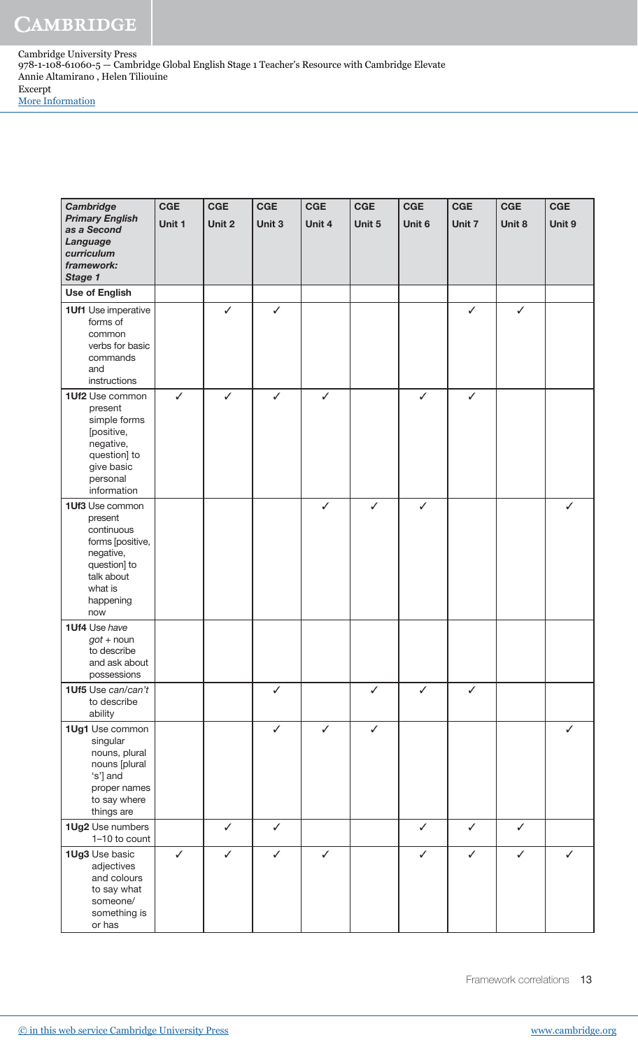| *Cambridge Primary English as a Second Language curriculum framework: Stage 1* | CGE Unit 1 | CGE Unit 2 | CGE Unit 3 | CGE Unit 4 | CGE Unit 5 | CGE Unit 6 | CGE Unit 7 | CGE Unit 8 | CGE Unit 9 |
|---|---|---|---|---|---|---|---|---|---|
| **Use of English** | | | | | | | | | |
| **1Uf1** Use imperative forms of common verbs for basic commands and instructions | | ✓ | ✓ | | | | ✓ | ✓ | |
| **1Uf2** Use common present simple forms [positive, negative, question] to give basic personal information | ✓ | ✓ | ✓ | ✓ | | ✓ | ✓ | | |
| **1Uf3** Use common present continuous forms [positive, negative, question] to talk about what is happening now | | | | ✓ | ✓ | ✓ | | | ✓ |
| **1Uf4** Use *have got* + noun to describe and ask about possessions | | | | | | | | | |
| **1Uf5** Use *can/can't* to describe ability | | | ✓ | | ✓ | ✓ | ✓ | | |
| **1Ug1** Use common singular nouns, plural nouns [plural 's'] and proper names to say where things are | | | ✓ | ✓ | ✓ | | | | ✓ |
| **1Ug2** Use numbers 1–10 to count | | ✓ | ✓ | | | ✓ | ✓ | ✓ | |
| **1Ug3** Use basic adjectives and colours to say what someone/something is or has | ✓ | ✓ | ✓ | ✓ | | ✓ | ✓ | ✓ | ✓ |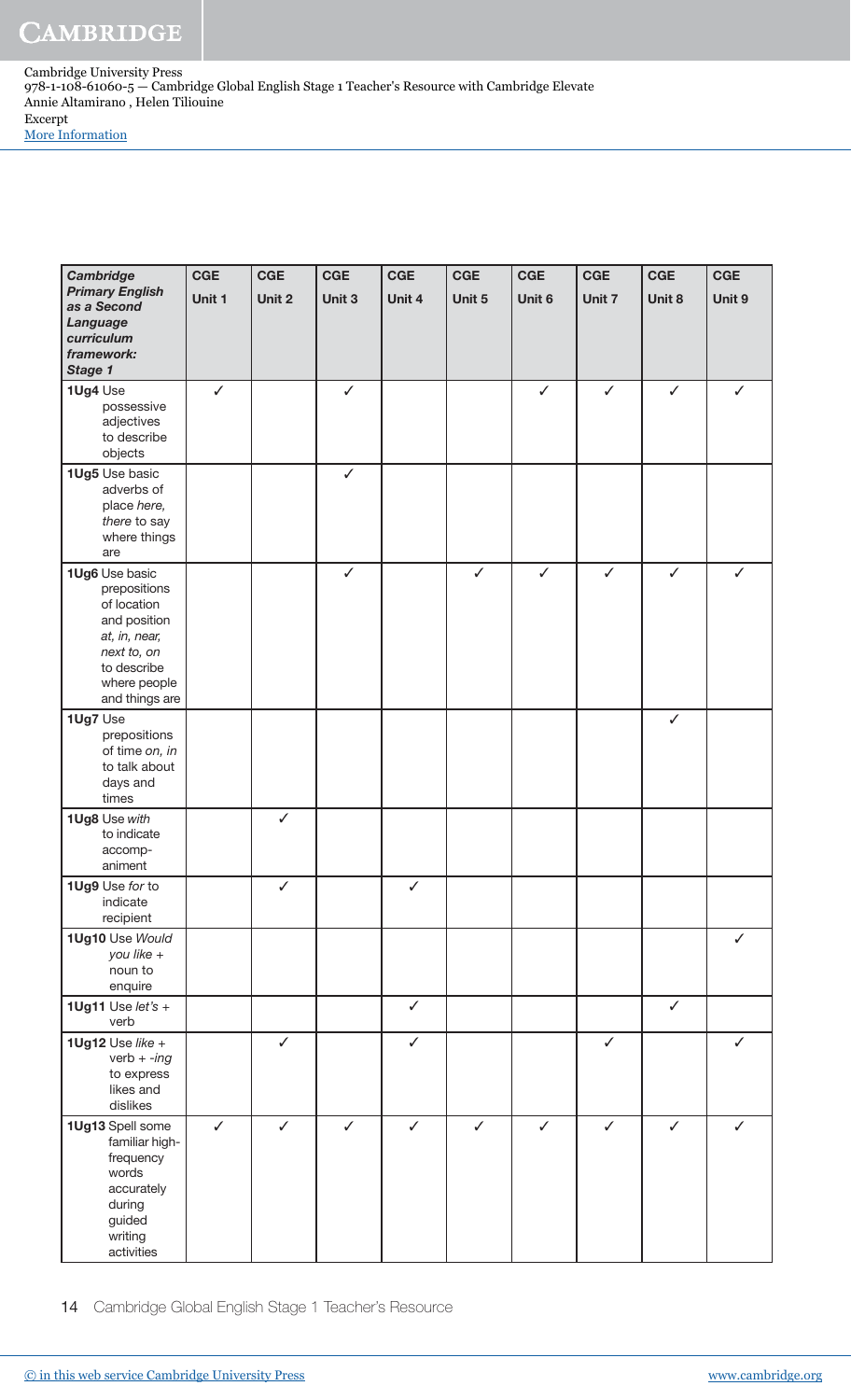| *Cambridge Primary English as a Second Language curriculum framework: Stage 1* | CGE Unit 1 | CGE Unit 2 | CGE Unit 3 | CGE Unit 4 | CGE Unit 5 | CGE Unit 6 | CGE Unit 7 | CGE Unit 8 | CGE Unit 9 |
|---|---|---|---|---|---|---|---|---|---|
| **1Ug4** Use possessive adjectives to describe objects | ✓ | | ✓ | | | ✓ | ✓ | ✓ | ✓ |
| **1Ug5** Use basic adverbs of place *here, there* to say where things are | | | ✓ | | | | | | |
| **1Ug6** Use basic prepositions of location and position *at, in, near, next to, on* to describe where people and things are | | | ✓ | | ✓ | ✓ | ✓ | ✓ | ✓ |
| **1Ug7** Use prepositions of time *on, in* to talk about days and times | | | | | | | | ✓ | |
| **1Ug8** Use *with* to indicate accomp-animent | | ✓ | | | | | | | |
| **1Ug9** Use *for* to indicate recipient | | ✓ | | ✓ | | | | | |
| **1Ug10** Use *Would you like* + noun to enquire | | | | | | | | | ✓ |
| **1Ug11** Use *let's* + verb | | | | ✓ | | | | ✓ | |
| **1Ug12** Use *like* + verb + *-ing* to express likes and dislikes | | ✓ | | ✓ | | | ✓ | | ✓ |
| **1Ug13** Spell some familiar high-frequency words accurately during guided writing activities | ✓ | ✓ | ✓ | ✓ | ✓ | ✓ | ✓ | ✓ | ✓ |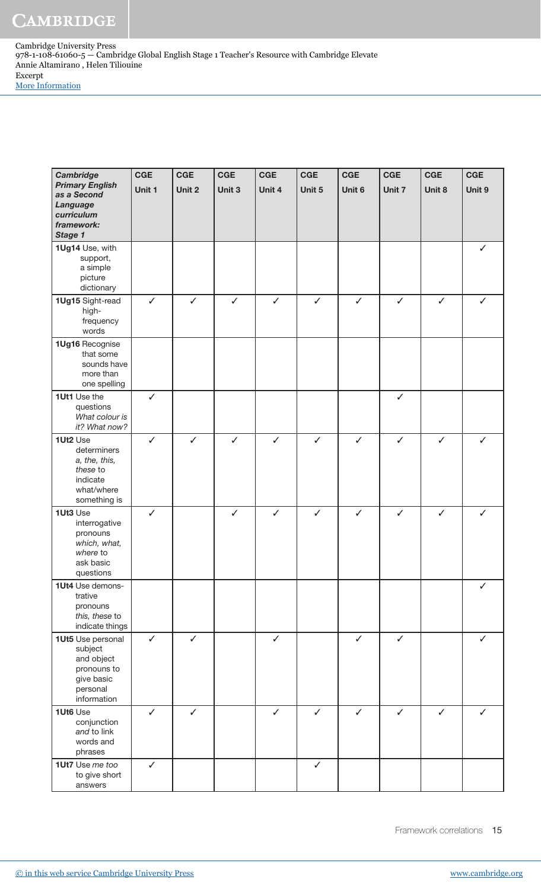| *Cambridge Primary English as a Second Language curriculum framework: Stage 1* | CGE Unit 1 | CGE Unit 2 | CGE Unit 3 | CGE Unit 4 | CGE Unit 5 | CGE Unit 6 | CGE Unit 7 | CGE Unit 8 | CGE Unit 9 |
|---|---|---|---|---|---|---|---|---|---|
| **1Ug14** Use, with support, a simple picture dictionary | | | | | | | | | ✓ |
| **1Ug15** Sight-read high-frequency words | ✓ | ✓ | ✓ | ✓ | ✓ | ✓ | ✓ | ✓ | ✓ |
| **1Ug16** Recognise that some sounds have more than one spelling | | | | | | | | | |
| **1Ut1** Use the questions *What colour is it? What now?* | ✓ | | | | | | ✓ | | |
| **1Ut2** Use determiners *a, the, this, these* to indicate what/where something is | ✓ | ✓ | ✓ | ✓ | ✓ | ✓ | ✓ | ✓ | ✓ |
| **1Ut3** Use interrogative pronouns *which, what, where* to ask basic questions | ✓ | | ✓ | ✓ | ✓ | ✓ | ✓ | ✓ | ✓ |
| **1Ut4** Use demonstrative pronouns *this, these* to indicate things | | | | | | | | | ✓ |
| **1Ut5** Use personal subject and object pronouns to give basic personal information | ✓ | ✓ | | ✓ | | ✓ | ✓ | | ✓ |
| **1Ut6** Use conjunction *and* to link words and phrases | ✓ | ✓ | | ✓ | ✓ | ✓ | ✓ | ✓ | ✓ |
| **1Ut7** Use *me too* to give short answers | ✓ | | | | ✓ | | | | |